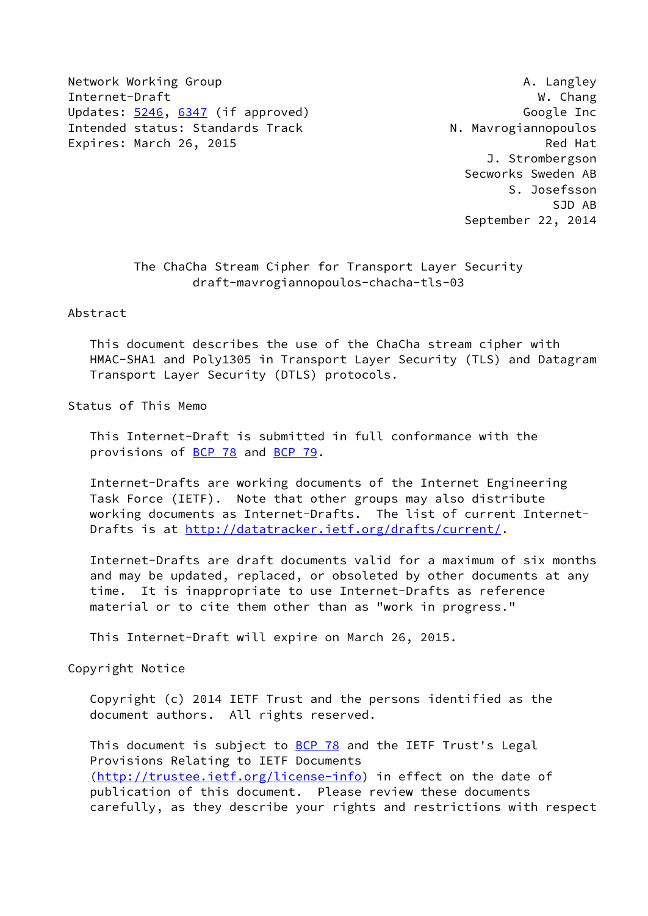Network Working Group A. Langley
Internet-Draft W. Chang
Updates: 5246, 6347 (if approved) Google Inc
Intended status: Standards Track N. Mavrogiannopoulos
Expires: March 26, 2015 Red Hat
J. Strombergson
Secworks Sweden AB
S. Josefsson
SJD AB
September 22, 2014

# The ChaCha Stream Cipher for Transport Layer Security
draft-mavrogiannopoulos-chacha-tls-03

## Abstract

This document describes the use of the ChaCha stream cipher with HMAC-SHA1 and Poly1305 in Transport Layer Security (TLS) and Datagram Transport Layer Security (DTLS) protocols.

## Status of This Memo

This Internet-Draft is submitted in full conformance with the provisions of BCP 78 and BCP 79.

Internet-Drafts are working documents of the Internet Engineering Task Force (IETF). Note that other groups may also distribute working documents as Internet-Drafts. The list of current Internet-Drafts is at http://datatracker.ietf.org/drafts/current/.

Internet-Drafts are draft documents valid for a maximum of six months and may be updated, replaced, or obsoleted by other documents at any time. It is inappropriate to use Internet-Drafts as reference material or to cite them other than as "work in progress."

This Internet-Draft will expire on March 26, 2015.

## Copyright Notice

Copyright (c) 2014 IETF Trust and the persons identified as the document authors. All rights reserved.

This document is subject to BCP 78 and the IETF Trust's Legal Provisions Relating to IETF Documents (http://trustee.ietf.org/license-info) in effect on the date of publication of this document. Please review these documents carefully, as they describe your rights and restrictions with respect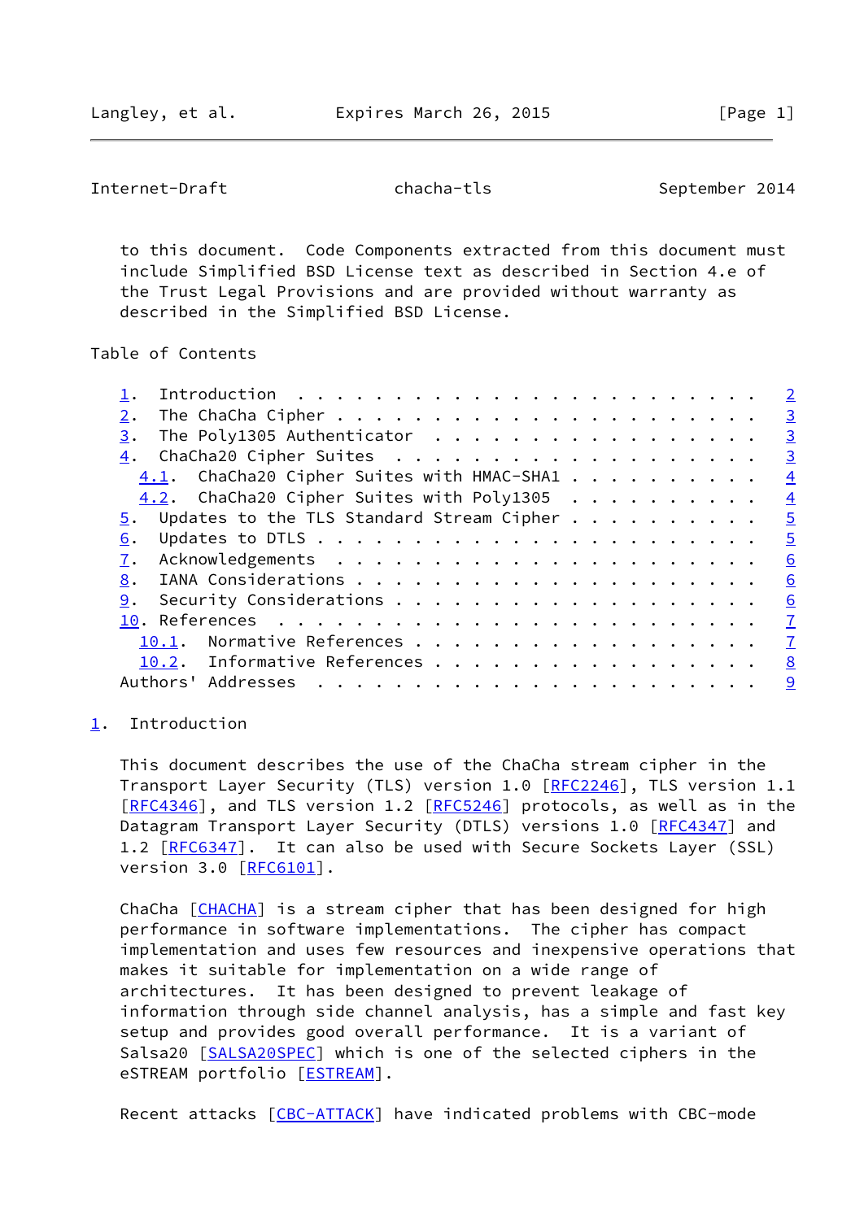to this document. Code Components extracted from this document must include Simplified BSD License text as described in Section 4.e of the Trust Legal Provisions and are provided without warranty as described in the Simplified BSD License.

Table of Contents

```
   1.  Introduction  . . . . . . . . . . . . . . . . . . . . . . . .   2
   2.  The ChaCha Cipher . . . . . . . . . . . . . . . . . . . . . .   3
   3.  The Poly1305 Authenticator  . . . . . . . . . . . . . . . . .   3
   4.  ChaCha20 Cipher Suites  . . . . . . . . . . . . . . . . . . .   3
     4.1.  ChaCha20 Cipher Suites with HMAC-SHA1 . . . . . . . . . .   4
     4.2.  ChaCha20 Cipher Suites with Poly1305  . . . . . . . . . .   4
   5.  Updates to the TLS Standard Stream Cipher . . . . . . . . . .   5
   6.  Updates to DTLS . . . . . . . . . . . . . . . . . . . . . . .   5
   7.  Acknowledgements  . . . . . . . . . . . . . . . . . . . . . .   6
   8.  IANA Considerations . . . . . . . . . . . . . . . . . . . . .   6
   9.  Security Considerations . . . . . . . . . . . . . . . . . . .   6
   10. References  . . . . . . . . . . . . . . . . . . . . . . . . .   7
     10.1.  Normative References . . . . . . . . . . . . . . . . . .   7
     10.2.  Informative References . . . . . . . . . . . . . . . . .   8
   Authors' Addresses  . . . . . . . . . . . . . . . . . . . . . . .   9
```

## 1. Introduction

This document describes the use of the ChaCha stream cipher in the Transport Layer Security (TLS) version 1.0 [RFC2246], TLS version 1.1 [RFC4346], and TLS version 1.2 [RFC5246] protocols, as well as in the Datagram Transport Layer Security (DTLS) versions 1.0 [RFC4347] and 1.2 [RFC6347]. It can also be used with Secure Sockets Layer (SSL) version 3.0 [RFC6101].

ChaCha [CHACHA] is a stream cipher that has been designed for high performance in software implementations. The cipher has compact implementation and uses few resources and inexpensive operations that makes it suitable for implementation on a wide range of architectures. It has been designed to prevent leakage of information through side channel analysis, has a simple and fast key setup and provides good overall performance. It is a variant of Salsa20 [SALSA20SPEC] which is one of the selected ciphers in the eSTREAM portfolio [ESTREAM].

Recent attacks [CBC-ATTACK] have indicated problems with CBC-mode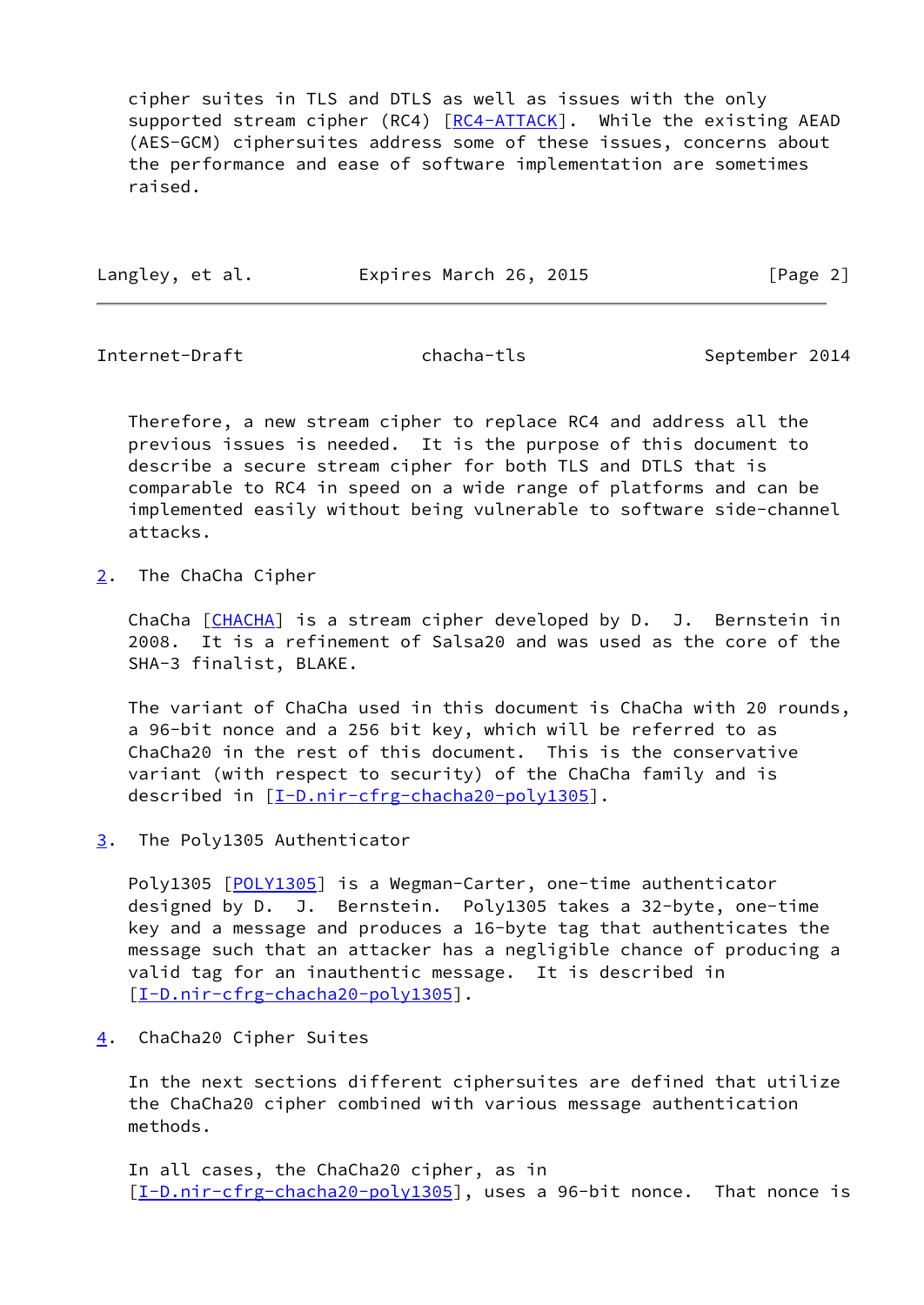cipher suites in TLS and DTLS as well as issues with the only supported stream cipher (RC4) [RC4-ATTACK]. While the existing AEAD (AES-GCM) ciphersuites address some of these issues, concerns about the performance and ease of software implementation are sometimes raised.

Therefore, a new stream cipher to replace RC4 and address all the previous issues is needed. It is the purpose of this document to describe a secure stream cipher for both TLS and DTLS that is comparable to RC4 in speed on a wide range of platforms and can be implemented easily without being vulnerable to software side-channel attacks.

## 2. The ChaCha Cipher

ChaCha [CHACHA] is a stream cipher developed by D. J. Bernstein in 2008. It is a refinement of Salsa20 and was used as the core of the SHA-3 finalist, BLAKE.

The variant of ChaCha used in this document is ChaCha with 20 rounds, a 96-bit nonce and a 256 bit key, which will be referred to as ChaCha20 in the rest of this document. This is the conservative variant (with respect to security) of the ChaCha family and is described in [I-D.nir-cfrg-chacha20-poly1305].

## 3. The Poly1305 Authenticator

Poly1305 [POLY1305] is a Wegman-Carter, one-time authenticator designed by D. J. Bernstein. Poly1305 takes a 32-byte, one-time key and a message and produces a 16-byte tag that authenticates the message such that an attacker has a negligible chance of producing a valid tag for an inauthentic message. It is described in [I-D.nir-cfrg-chacha20-poly1305].

## 4. ChaCha20 Cipher Suites

In the next sections different ciphersuites are defined that utilize the ChaCha20 cipher combined with various message authentication methods.

In all cases, the ChaCha20 cipher, as in [I-D.nir-cfrg-chacha20-poly1305], uses a 96-bit nonce. That nonce is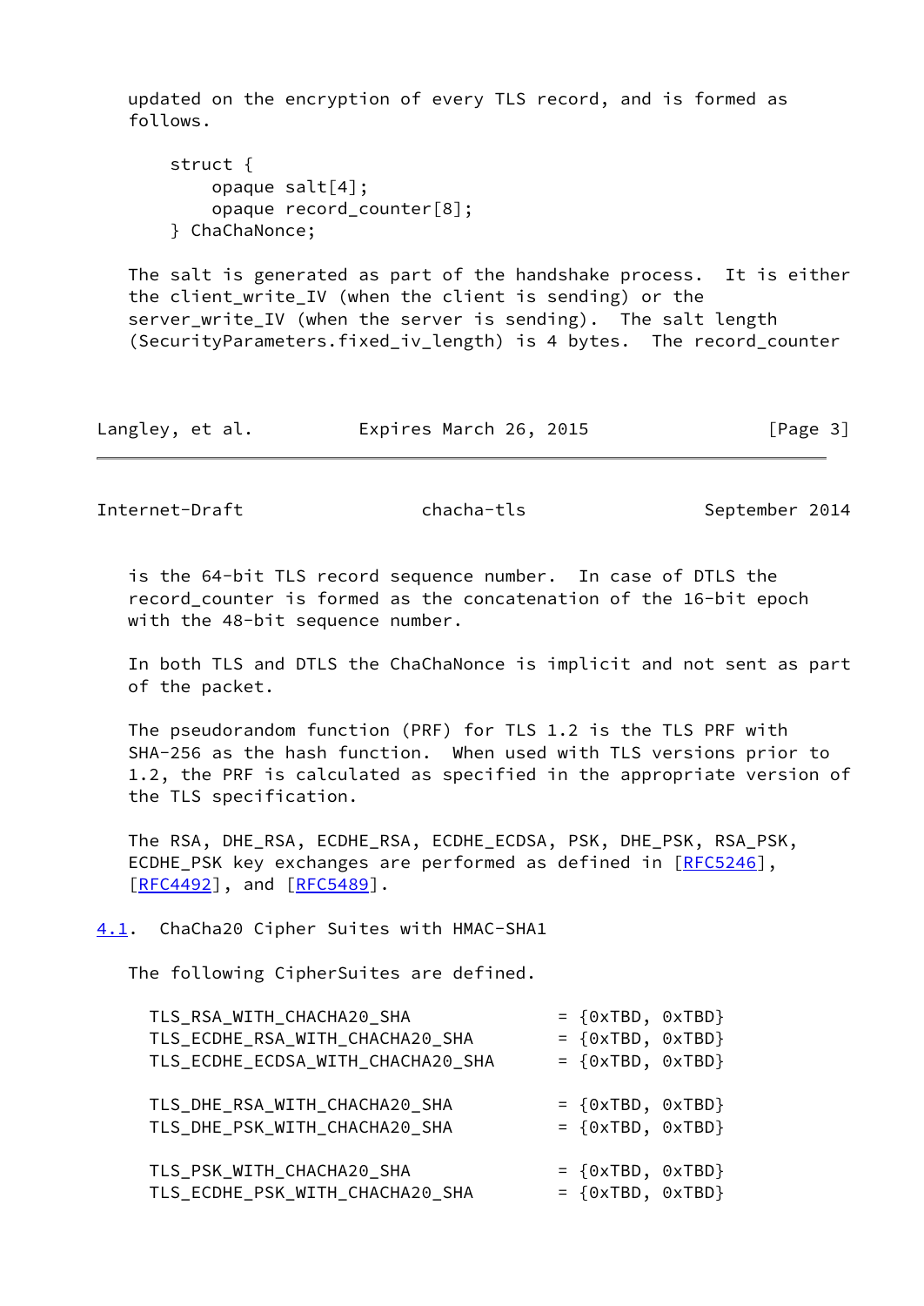updated on the encryption of every TLS record, and is formed as follows.

```
struct {
    opaque salt[4];
    opaque record_counter[8];
} ChaChaNonce;
```

The salt is generated as part of the handshake process. It is either the client_write_IV (when the client is sending) or the server_write_IV (when the server is sending). The salt length (SecurityParameters.fixed_iv_length) is 4 bytes. The record_counter is the 64-bit TLS record sequence number. In case of DTLS the record_counter is formed as the concatenation of the 16-bit epoch with the 48-bit sequence number.

In both TLS and DTLS the ChaChaNonce is implicit and not sent as part of the packet.

The pseudorandom function (PRF) for TLS 1.2 is the TLS PRF with SHA-256 as the hash function. When used with TLS versions prior to 1.2, the PRF is calculated as specified in the appropriate version of the TLS specification.

The RSA, DHE_RSA, ECDHE_RSA, ECDHE_ECDSA, PSK, DHE_PSK, RSA_PSK, ECDHE_PSK key exchanges are performed as defined in [RFC5246], [RFC4492], and [RFC5489].

### 4.1. ChaCha20 Cipher Suites with HMAC-SHA1

The following CipherSuites are defined.

```
TLS_RSA_WITH_CHACHA20_SHA             = {0xTBD, 0xTBD}
TLS_ECDHE_RSA_WITH_CHACHA20_SHA       = {0xTBD, 0xTBD}
TLS_ECDHE_ECDSA_WITH_CHACHA20_SHA     = {0xTBD, 0xTBD}

TLS_DHE_RSA_WITH_CHACHA20_SHA         = {0xTBD, 0xTBD}
TLS_DHE_PSK_WITH_CHACHA20_SHA         = {0xTBD, 0xTBD}

TLS_PSK_WITH_CHACHA20_SHA             = {0xTBD, 0xTBD}
TLS_ECDHE_PSK_WITH_CHACHA20_SHA       = {0xTBD, 0xTBD}
```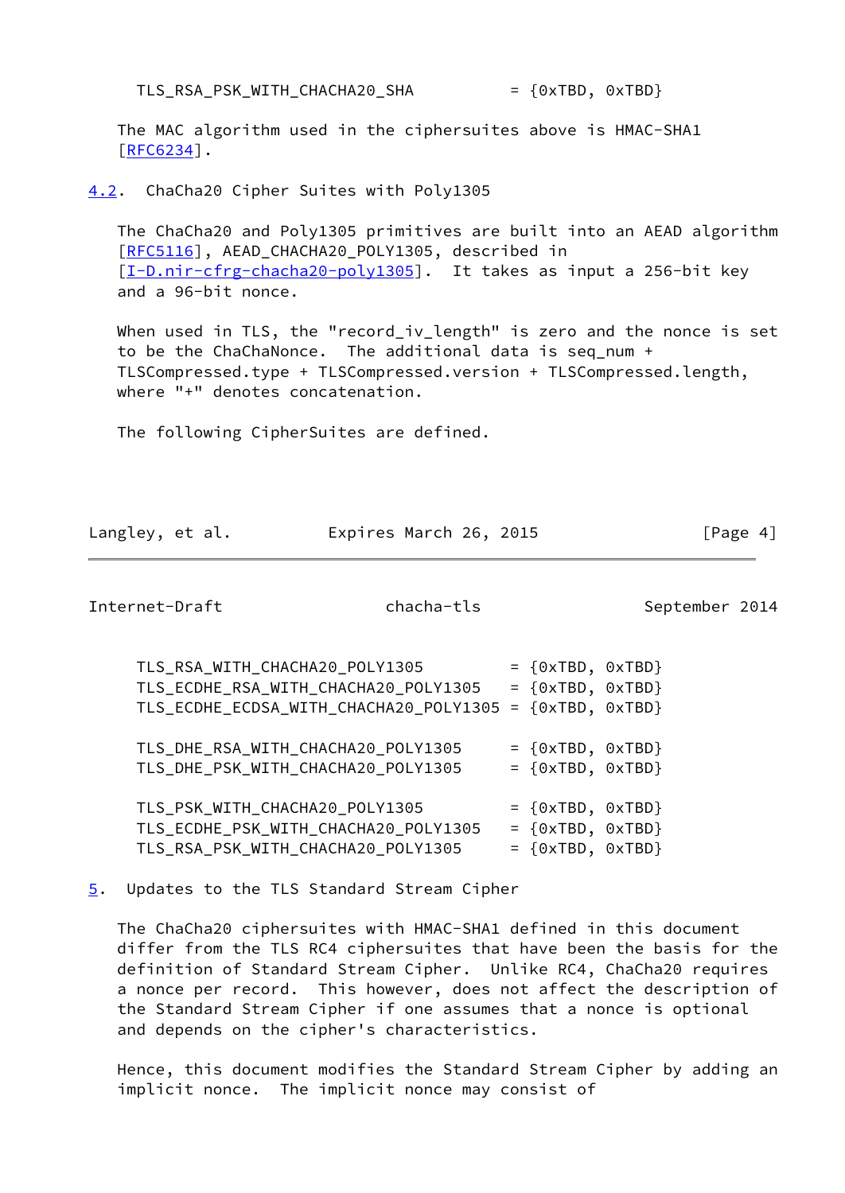```
TLS_RSA_PSK_WITH_CHACHA20_SHA          = {0xTBD, 0xTBD}
```

The MAC algorithm used in the ciphersuites above is HMAC-SHA1 [RFC6234].

## 4.2. ChaCha20 Cipher Suites with Poly1305

The ChaCha20 and Poly1305 primitives are built into an AEAD algorithm [RFC5116], AEAD_CHACHA20_POLY1305, described in [I-D.nir-cfrg-chacha20-poly1305]. It takes as input a 256-bit key and a 96-bit nonce.

When used in TLS, the "record_iv_length" is zero and the nonce is set to be the ChaChaNonce. The additional data is seq_num + TLSCompressed.type + TLSCompressed.version + TLSCompressed.length, where "+" denotes concatenation.

The following CipherSuites are defined.

```
TLS_RSA_WITH_CHACHA20_POLY1305         = {0xTBD, 0xTBD}
TLS_ECDHE_RSA_WITH_CHACHA20_POLY1305   = {0xTBD, 0xTBD}
TLS_ECDHE_ECDSA_WITH_CHACHA20_POLY1305 = {0xTBD, 0xTBD}

TLS_DHE_RSA_WITH_CHACHA20_POLY1305     = {0xTBD, 0xTBD}
TLS_DHE_PSK_WITH_CHACHA20_POLY1305     = {0xTBD, 0xTBD}

TLS_PSK_WITH_CHACHA20_POLY1305         = {0xTBD, 0xTBD}
TLS_ECDHE_PSK_WITH_CHACHA20_POLY1305   = {0xTBD, 0xTBD}
TLS_RSA_PSK_WITH_CHACHA20_POLY1305     = {0xTBD, 0xTBD}
```

## 5. Updates to the TLS Standard Stream Cipher

The ChaCha20 ciphersuites with HMAC-SHA1 defined in this document differ from the TLS RC4 ciphersuites that have been the basis for the definition of Standard Stream Cipher. Unlike RC4, ChaCha20 requires a nonce per record. This however, does not affect the description of the Standard Stream Cipher if one assumes that a nonce is optional and depends on the cipher's characteristics.

Hence, this document modifies the Standard Stream Cipher by adding an implicit nonce. The implicit nonce may consist of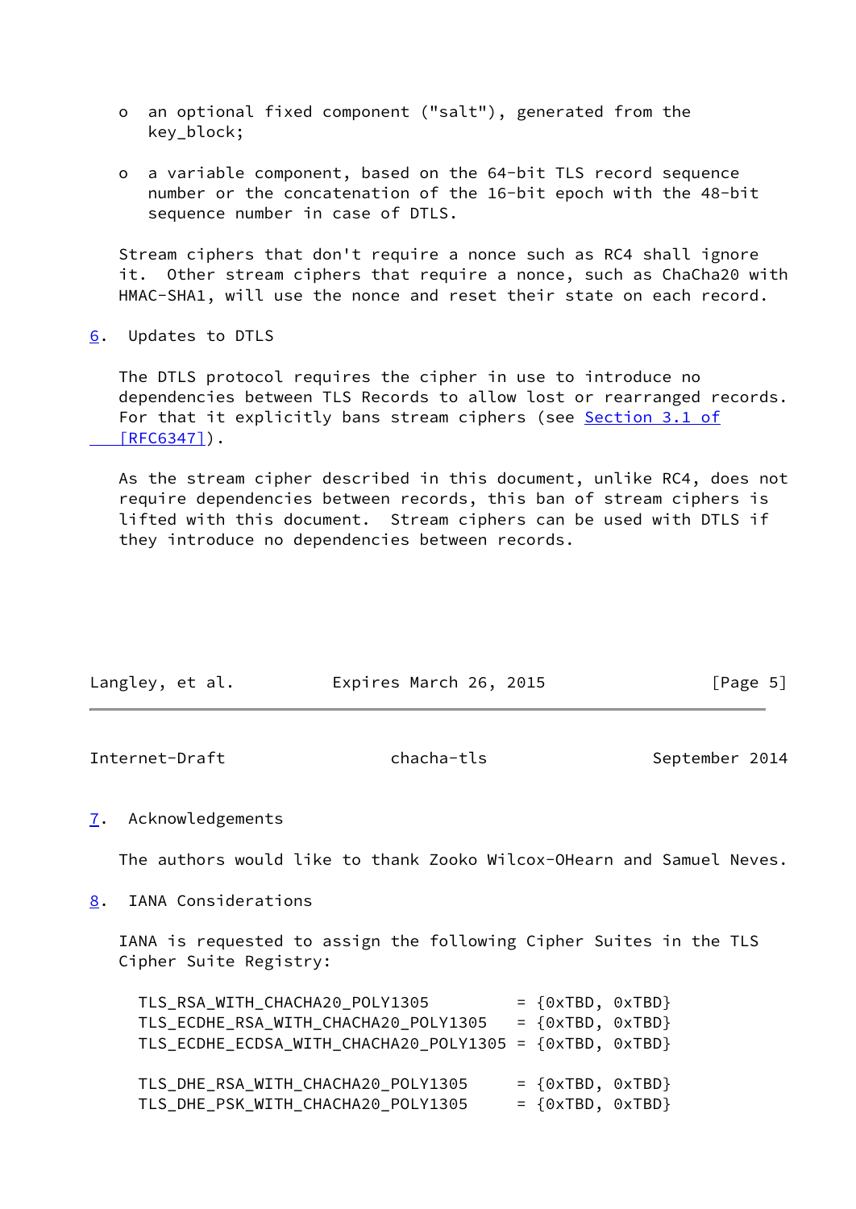- an optional fixed component ("salt"), generated from the key_block;

- a variable component, based on the 64-bit TLS record sequence number or the concatenation of the 16-bit epoch with the 48-bit sequence number in case of DTLS.

Stream ciphers that don't require a nonce such as RC4 shall ignore it. Other stream ciphers that require a nonce, such as ChaCha20 with HMAC-SHA1, will use the nonce and reset their state on each record.

## 6. Updates to DTLS

The DTLS protocol requires the cipher in use to introduce no dependencies between TLS Records to allow lost or rearranged records. For that it explicitly bans stream ciphers (see Section 3.1 of [RFC6347]).

As the stream cipher described in this document, unlike RC4, does not require dependencies between records, this ban of stream ciphers is lifted with this document. Stream ciphers can be used with DTLS if they introduce no dependencies between records.

## 7. Acknowledgements

The authors would like to thank Zooko Wilcox-OHearn and Samuel Neves.

## 8. IANA Considerations

IANA is requested to assign the following Cipher Suites in the TLS Cipher Suite Registry:

```
TLS_RSA_WITH_CHACHA20_POLY1305         = {0xTBD, 0xTBD}
TLS_ECDHE_RSA_WITH_CHACHA20_POLY1305   = {0xTBD, 0xTBD}
TLS_ECDHE_ECDSA_WITH_CHACHA20_POLY1305 = {0xTBD, 0xTBD}

TLS_DHE_RSA_WITH_CHACHA20_POLY1305     = {0xTBD, 0xTBD}
TLS_DHE_PSK_WITH_CHACHA20_POLY1305     = {0xTBD, 0xTBD}
```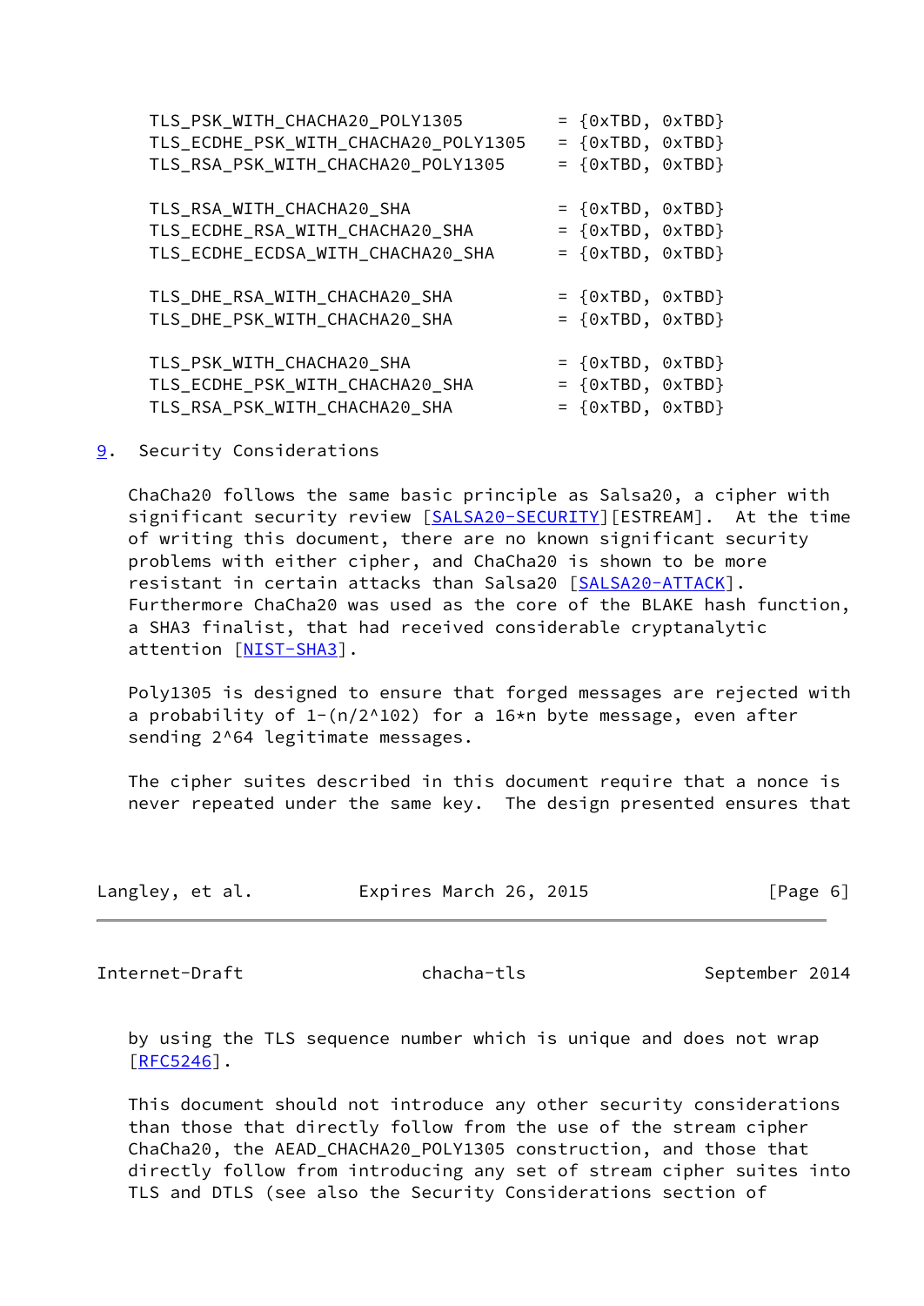```
TLS_PSK_WITH_CHACHA20_POLY1305         = {0xTBD, 0xTBD}
TLS_ECDHE_PSK_WITH_CHACHA20_POLY1305   = {0xTBD, 0xTBD}
TLS_RSA_PSK_WITH_CHACHA20_POLY1305     = {0xTBD, 0xTBD}

TLS_RSA_WITH_CHACHA20_SHA              = {0xTBD, 0xTBD}
TLS_ECDHE_RSA_WITH_CHACHA20_SHA        = {0xTBD, 0xTBD}
TLS_ECDHE_ECDSA_WITH_CHACHA20_SHA      = {0xTBD, 0xTBD}

TLS_DHE_RSA_WITH_CHACHA20_SHA          = {0xTBD, 0xTBD}
TLS_DHE_PSK_WITH_CHACHA20_SHA          = {0xTBD, 0xTBD}

TLS_PSK_WITH_CHACHA20_SHA              = {0xTBD, 0xTBD}
TLS_ECDHE_PSK_WITH_CHACHA20_SHA        = {0xTBD, 0xTBD}
TLS_RSA_PSK_WITH_CHACHA20_SHA          = {0xTBD, 0xTBD}
```

## 9. Security Considerations

ChaCha20 follows the same basic principle as Salsa20, a cipher with significant security review [SALSA20-SECURITY][ESTREAM]. At the time of writing this document, there are no known significant security problems with either cipher, and ChaCha20 is shown to be more resistant in certain attacks than Salsa20 [SALSA20-ATTACK]. Furthermore ChaCha20 was used as the core of the BLAKE hash function, a SHA3 finalist, that had received considerable cryptanalytic attention [NIST-SHA3].

Poly1305 is designed to ensure that forged messages are rejected with a probability of 1-(n/2^102) for a 16*n byte message, even after sending 2^64 legitimate messages.

The cipher suites described in this document require that a nonce is never repeated under the same key. The design presented ensures that by using the TLS sequence number which is unique and does not wrap [RFC5246].

This document should not introduce any other security considerations than those that directly follow from the use of the stream cipher ChaCha20, the AEAD_CHACHA20_POLY1305 construction, and those that directly follow from introducing any set of stream cipher suites into TLS and DTLS (see also the Security Considerations section of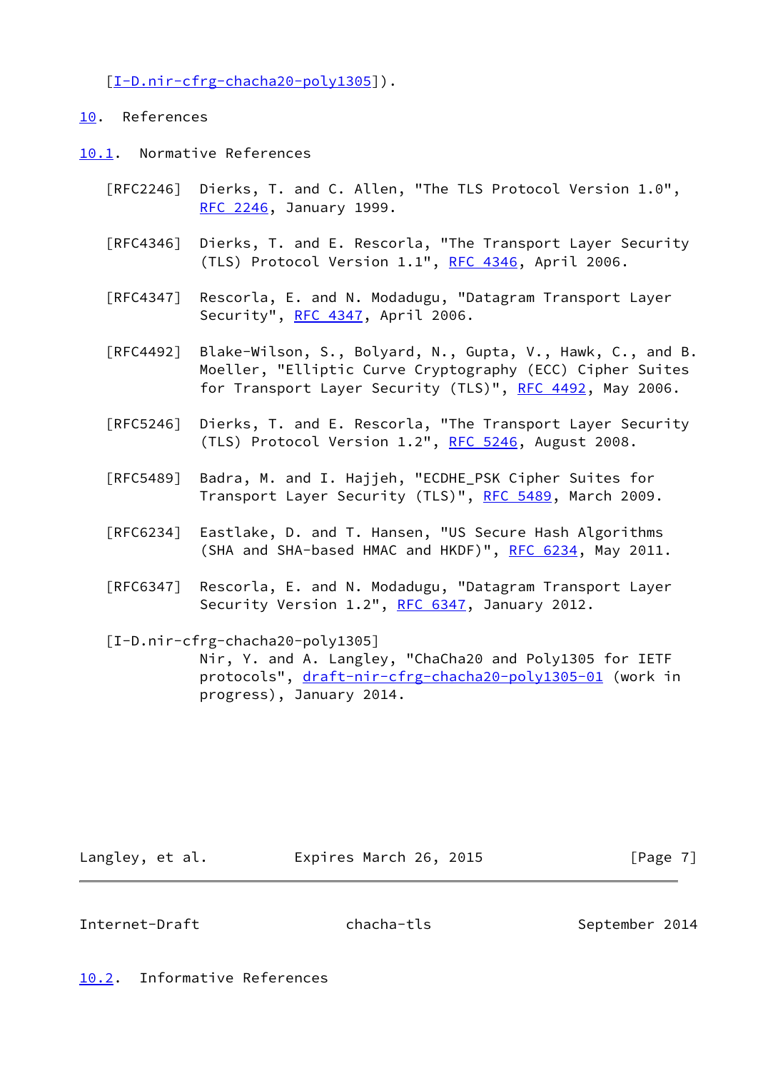[I-D.nir-cfrg-chacha20-poly1305]).

# 10. References

## 10.1. Normative References

[RFC2246] Dierks, T. and C. Allen, "The TLS Protocol Version 1.0", RFC 2246, January 1999.

[RFC4346] Dierks, T. and E. Rescorla, "The Transport Layer Security (TLS) Protocol Version 1.1", RFC 4346, April 2006.

[RFC4347] Rescorla, E. and N. Modadugu, "Datagram Transport Layer Security", RFC 4347, April 2006.

[RFC4492] Blake-Wilson, S., Bolyard, N., Gupta, V., Hawk, C., and B. Moeller, "Elliptic Curve Cryptography (ECC) Cipher Suites for Transport Layer Security (TLS)", RFC 4492, May 2006.

[RFC5246] Dierks, T. and E. Rescorla, "The Transport Layer Security (TLS) Protocol Version 1.2", RFC 5246, August 2008.

[RFC5489] Badra, M. and I. Hajjeh, "ECDHE_PSK Cipher Suites for Transport Layer Security (TLS)", RFC 5489, March 2009.

[RFC6234] Eastlake, D. and T. Hansen, "US Secure Hash Algorithms (SHA and SHA-based HMAC and HKDF)", RFC 6234, May 2011.

[RFC6347] Rescorla, E. and N. Modadugu, "Datagram Transport Layer Security Version 1.2", RFC 6347, January 2012.

[I-D.nir-cfrg-chacha20-poly1305]
Nir, Y. and A. Langley, "ChaCha20 and Poly1305 for IETF protocols", draft-nir-cfrg-chacha20-poly1305-01 (work in progress), January 2014.

## 10.2. Informative References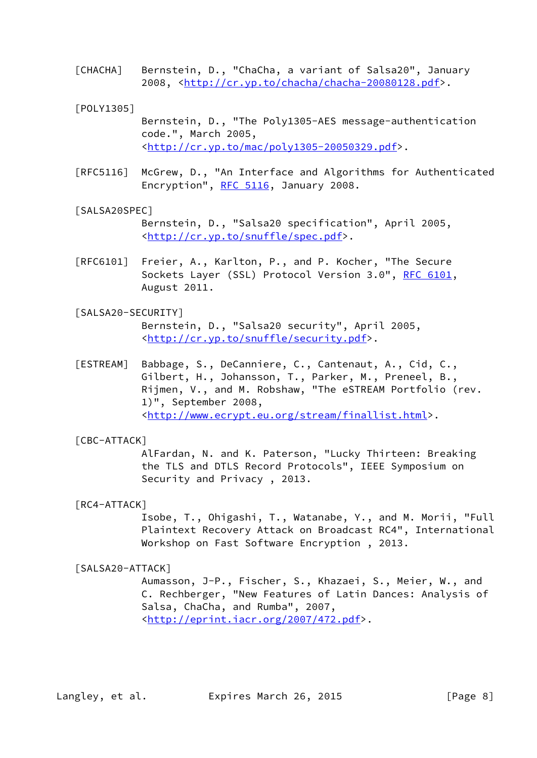[CHACHA] Bernstein, D., "ChaCha, a variant of Salsa20", January 2008, <http://cr.yp.to/chacha/chacha-20080128.pdf>.

[POLY1305]
Bernstein, D., "The Poly1305-AES message-authentication code.", March 2005, <http://cr.yp.to/mac/poly1305-20050329.pdf>.

[RFC5116] McGrew, D., "An Interface and Algorithms for Authenticated Encryption", RFC 5116, January 2008.

[SALSA20SPEC]
Bernstein, D., "Salsa20 specification", April 2005, <http://cr.yp.to/snuffle/spec.pdf>.

[RFC6101] Freier, A., Karlton, P., and P. Kocher, "The Secure Sockets Layer (SSL) Protocol Version 3.0", RFC 6101, August 2011.

[SALSA20-SECURITY]
Bernstein, D., "Salsa20 security", April 2005, <http://cr.yp.to/snuffle/security.pdf>.

[ESTREAM] Babbage, S., DeCanniere, C., Cantenaut, A., Cid, C., Gilbert, H., Johansson, T., Parker, M., Preneel, B., Rijmen, V., and M. Robshaw, "The eSTREAM Portfolio (rev. 1)", September 2008, <http://www.ecrypt.eu.org/stream/finallist.html>.

[CBC-ATTACK]
AlFardan, N. and K. Paterson, "Lucky Thirteen: Breaking the TLS and DTLS Record Protocols", IEEE Symposium on Security and Privacy , 2013.

[RC4-ATTACK]
Isobe, T., Ohigashi, T., Watanabe, Y., and M. Morii, "Full Plaintext Recovery Attack on Broadcast RC4", International Workshop on Fast Software Encryption , 2013.

[SALSA20-ATTACK]
Aumasson, J-P., Fischer, S., Khazaei, S., Meier, W., and C. Rechberger, "New Features of Latin Dances: Analysis of Salsa, ChaCha, and Rumba", 2007, <http://eprint.iacr.org/2007/472.pdf>.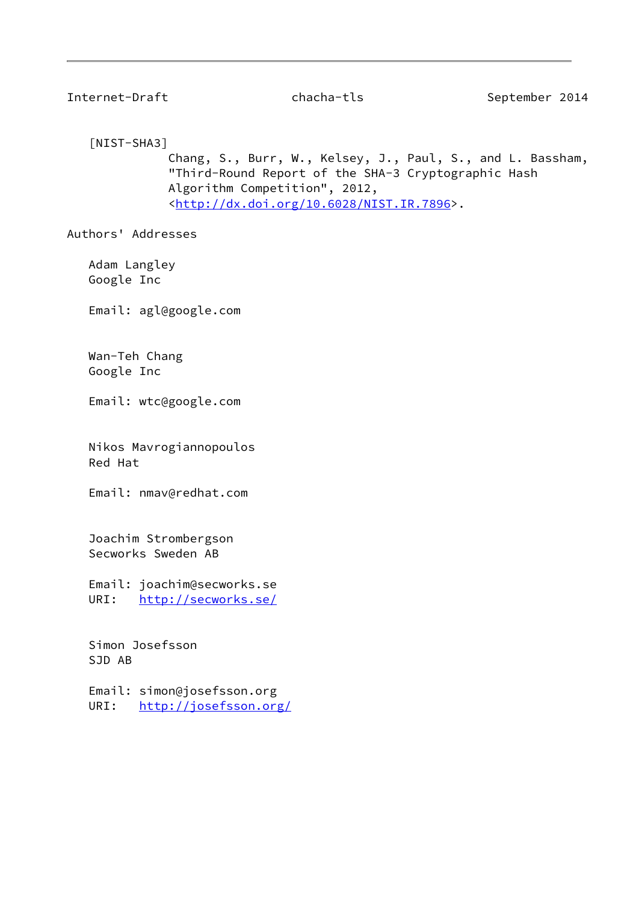[NIST-SHA3]
Chang, S., Burr, W., Kelsey, J., Paul, S., and L. Bassham, "Third-Round Report of the SHA-3 Cryptographic Hash Algorithm Competition", 2012, <http://dx.doi.org/10.6028/NIST.IR.7896>.

## Authors' Addresses

Adam Langley
Google Inc

Email: agl@google.com

Wan-Teh Chang
Google Inc

Email: wtc@google.com

Nikos Mavrogiannopoulos
Red Hat

Email: nmav@redhat.com

Joachim Strombergson
Secworks Sweden AB

Email: joachim@secworks.se
URI: http://secworks.se/

Simon Josefsson
SJD AB

Email: simon@josefsson.org
URI: http://josefsson.org/